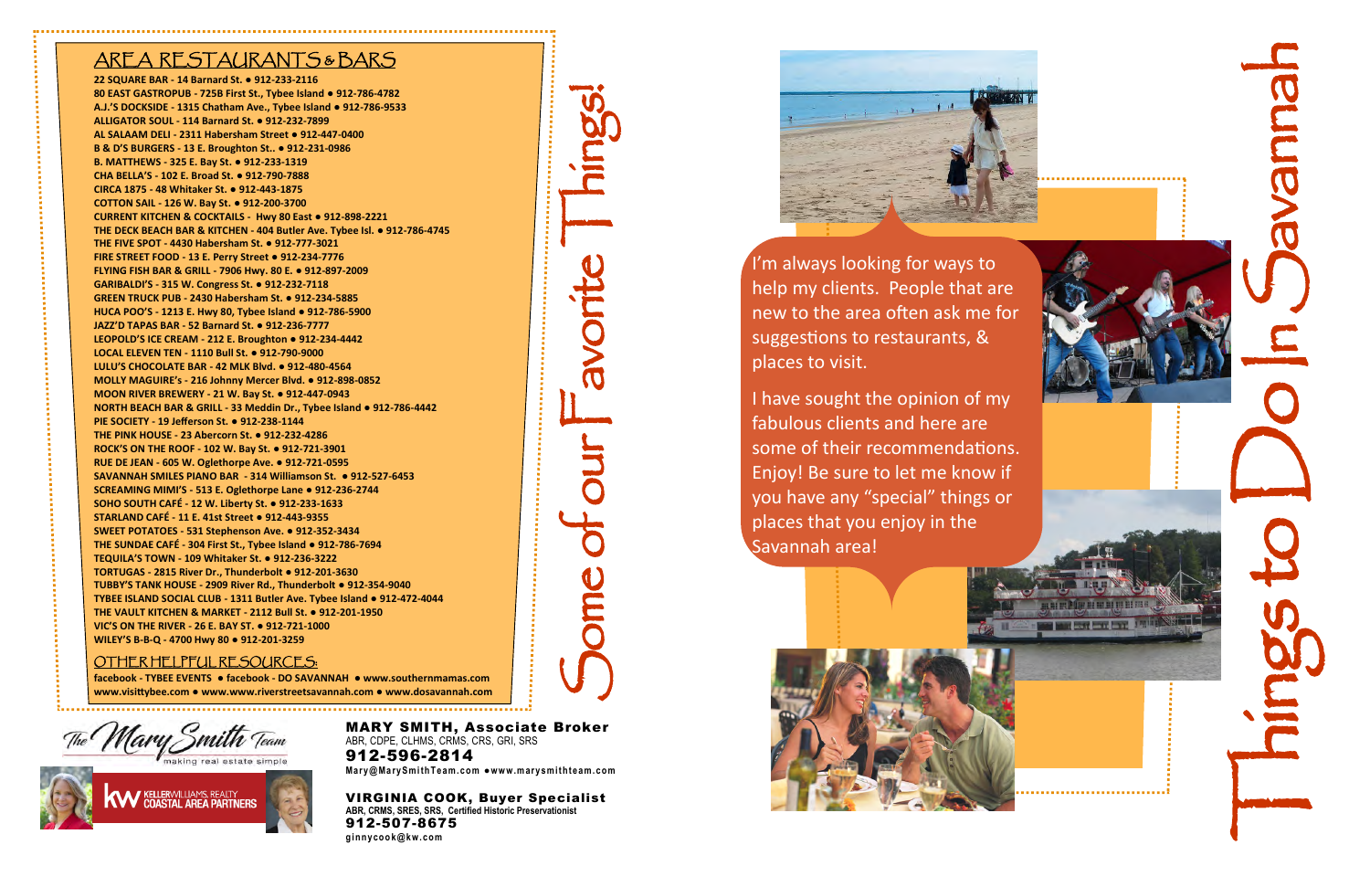# Things to Do In Savannah

I'm always looking for ways to help my clients. People that are new to the area often ask me for suggestions to restaurants, & places to visit.

I have sought the opinion of my fabulous clients and here are some of their recommendations. Enjoy! Be sure to let me know if you have any "special" things or places that you enjoy in the Savannah area!

## Some of our Favorite Things!

### AREA RESTAURANTS & BARS

**22 SQUARE BAR - 14 Barnard St. • 912-233-2116**
**80 EAST GASTROPUB - 725B First St., Tybee Island • 912-786-4782**
**A.J.'S DOCKSIDE - 1315 Chatham Ave., Tybee Island • 912-786-9533**
**ALLIGATOR SOUL - 114 Barnard St. • 912-232-7899**
**AL SALAAM DELI - 2311 Habersham Street • 912-447-0400**
**B & D'S BURGERS - 13 E. Broughton St.. • 912-231-0986**
**B. MATTHEWS - 325 E. Bay St. • 912-233-1319**
**CHA BELLA'S - 102 E. Broad St. • 912-790-7888**
**CIRCA 1875 - 48 Whitaker St. • 912-443-1875**
**COTTON SAIL - 126 W. Bay St. • 912-200-3700**
**CURRENT KITCHEN & COCKTAILS - Hwy 80 East • 912-898-2221**
**THE DECK BEACH BAR & KITCHEN - 404 Butler Ave. Tybee Isl. • 912-786-4745**
**THE FIVE SPOT - 4430 Habersham St. • 912-777-3021**
**FIRE STREET FOOD - 13 E. Perry Street • 912-234-7776**
**FLYING FISH BAR & GRILL - 7906 Hwy. 80 E. • 912-897-2009**
**GARIBALDI'S - 315 W. Congress St. • 912-232-7118**
**GREEN TRUCK PUB - 2430 Habersham St. • 912-234-5885**
**HUCA POO'S - 1213 E. Hwy 80, Tybee Island • 912-786-5900**
**JAZZ'D TAPAS BAR - 52 Barnard St. • 912-236-7777**
**LEOPOLD'S ICE CREAM - 212 E. Broughton • 912-234-4442**
**LOCAL ELEVEN TEN - 1110 Bull St. • 912-790-9000**
**LULU'S CHOCOLATE BAR - 42 MLK Blvd. • 912-480-4564**
**MOLLY MAGUIRE's - 216 Johnny Mercer Blvd. • 912-898-0852**
**MOON RIVER BREWERY - 21 W. Bay St. • 912-447-0943**
**NORTH BEACH BAR & GRILL - 33 Meddin Dr., Tybee Island • 912-786-4442**
**PIE SOCIETY - 19 Jefferson St. • 912-238-1144**
**THE PINK HOUSE - 23 Abercorn St. • 912-232-4286**
**ROCK'S ON THE ROOF - 102 W. Bay St. • 912-721-3901**
**RUE DE JEAN - 605 W. Oglethorpe Ave. • 912-721-0595**
**SAVANNAH SMILES PIANO BAR - 314 Williamson St. • 912-527-6453**
**SCREAMING MIMI'S - 513 E. Oglethorpe Lane • 912-236-2744**
**SOHO SOUTH CAFÉ - 12 W. Liberty St. • 912-233-1633**
**STARLAND CAFÉ - 11 E. 41st Street • 912-443-9355**
**SWEET POTATOES - 531 Stephenson Ave. • 912-352-3434**
**THE SUNDAE CAFÉ - 304 First St., Tybee Island • 912-786-7694**
**TEQUILA'S TOWN - 109 Whitaker St. • 912-236-3222**
**TORTUGAS - 2815 River Dr., Thunderbolt • 912-201-3630**
**TUBBY'S TANK HOUSE - 2909 River Rd., Thunderbolt • 912-354-9040**
**TYBEE ISLAND SOCIAL CLUB - 1311 Butler Ave. Tybee Island • 912-472-4044**
**THE VAULT KITCHEN & MARKET - 2112 Bull St. • 912-201-1950**
**VIC'S ON THE RIVER - 26 E. BAY ST. • 912-721-1000**
**WILEY'S B-B-Q - 4700 Hwy 80 • 912-201-3259**

### OTHER HELPFUL RESOURCES:

**facebook - TYBEE EVENTS • facebook - DO SAVANNAH • www.southernmamas.com**
**www.visittybee.com • www.www.riverstreetsavannah.com • www.dosavannah.com**

The Mary Smith Team – making real estate simple

KW KELLERWILLIAMS REALTY COASTAL AREA PARTNERS

**MARY SMITH, Associate Broker**
ABR, CDPE, CLHMS, CRMS, CRS, GRI, SRS
**912-596-2814**
**Mary@MarySmithTeam.com • www.marysmithteam.com**

**VIRGINIA COOK, Buyer Specialist**
**ABR, CRMS, SRES, SRS, Certified Historic Preservationist**
**912-507-8675**
**ginnycook@kw.com**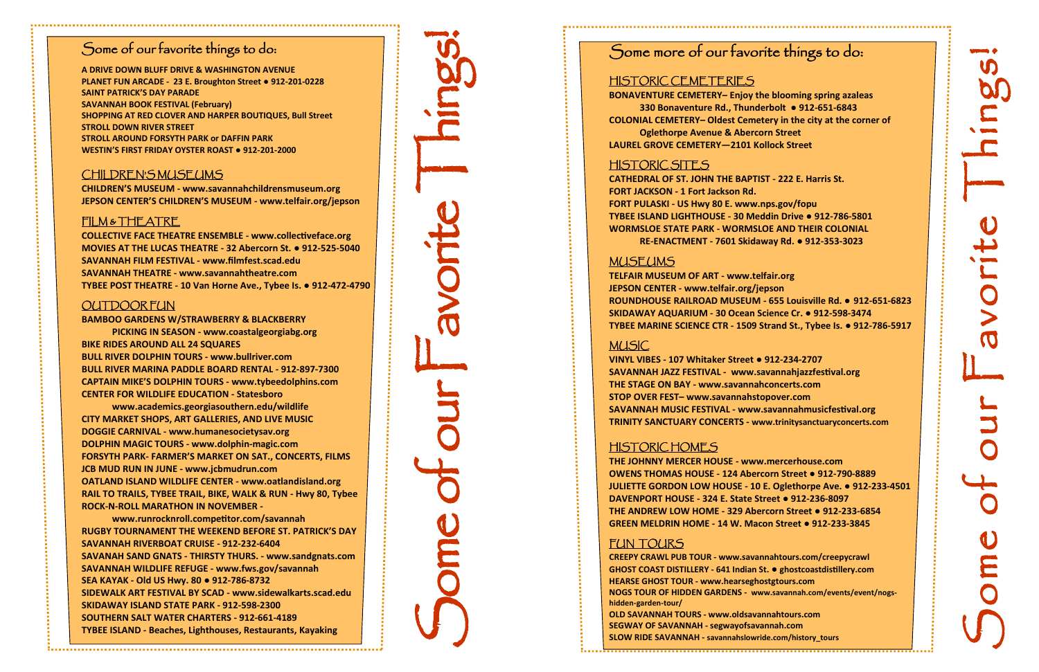# Some of our Favorite Things!

## Some of our favorite things to do:

**A DRIVE DOWN BLUFF DRIVE & WASHINGTON AVENUE**
**PLANET FUN ARCADE - 23 E. Broughton Street ● 912-201-0228**
**SAINT PATRICK'S DAY PARADE**
**SAVANNAH BOOK FESTIVAL (February)**
**SHOPPING AT RED CLOVER AND HARPER BOUTIQUES, Bull Street**
**STROLL DOWN RIVER STREET**
**STROLL AROUND FORSYTH PARK or DAFFIN PARK**
**WESTIN'S FIRST FRIDAY OYSTER ROAST ● 912-201-2000**

### CHILDREN'S MUSEUMS

**CHILDREN'S MUSEUM - www.savannahchildrensmuseum.org**
**JEPSON CENTER'S CHILDREN'S MUSEUM - www.telfair.org/jepson**

### FILM & THEATRE

**COLLECTIVE FACE THEATRE ENSEMBLE - www.collectiveface.org**
**MOVIES AT THE LUCAS THEATRE - 32 Abercorn St. ● 912-525-5040**
**SAVANNAH FILM FESTIVAL - www.filmfest.scad.edu**
**SAVANNAH THEATRE - www.savannahtheatre.com**
**TYBEE POST THEATRE - 10 Van Horne Ave., Tybee Is. ● 912-472-4790**

### OUTDOOR FUN

**BAMBOO GARDENS W/STRAWBERRY & BLACKBERRY PICKING IN SEASON - www.coastalgeorgiabg.org**
**BIKE RIDES AROUND ALL 24 SQUARES**
**BULL RIVER DOLPHIN TOURS - www.bullriver.com**
**BULL RIVER MARINA PADDLE BOARD RENTAL - 912-897-7300**
**CAPTAIN MIKE'S DOLPHIN TOURS - www.tybeedolphins.com**
**CENTER FOR WILDLIFE EDUCATION - Statesboro www.academics.georgiasouthern.edu/wildlife**
**CITY MARKET SHOPS, ART GALLERIES, AND LIVE MUSIC**
**DOGGIE CARNIVAL - www.humanesocietysav.org**
**DOLPHIN MAGIC TOURS - www.dolphin-magic.com**
**FORSYTH PARK- FARMER'S MARKET ON SAT., CONCERTS, FILMS**
**JCB MUD RUN IN JUNE - www.jcbmudrun.com**
**OATLAND ISLAND WILDLIFE CENTER - www.oatlandisland.org**
**RAIL TO TRAILS, TYBEE TRAIL, BIKE, WALK & RUN - Hwy 80, Tybee**
**ROCK-N-ROLL MARATHON IN NOVEMBER - www.runrocknroll.competitor.com/savannah**
**RUGBY TOURNAMENT THE WEEKEND BEFORE ST. PATRICK'S DAY**
**SAVANNAH RIVERBOAT CRUISE - 912-232-6404**
**SAVANAH SAND GNATS - THIRSTY THURS. - www.sandgnats.com**
**SAVANNAH WILDLIFE REFUGE - www.fws.gov/savannah**
**SEA KAYAK - Old US Hwy. 80 ● 912-786-8732**
**SIDEWALK ART FESTIVAL BY SCAD - www.sidewalkarts.scad.edu**
**SKIDAWAY ISLAND STATE PARK - 912-598-2300**
**SOUTHERN SALT WATER CHARTERS - 912-661-4189**
**TYBEE ISLAND - Beaches, Lighthouses, Restaurants, Kayaking**

# Some of our Favorite Things!

## Some more of our favorite things to do:

### HISTORIC CEMETERIES

**BONAVENTURE CEMETERY– Enjoy the blooming spring azaleas 330 Bonaventure Rd., Thunderbolt ● 912-651-6843**
**COLONIAL CEMETERY– Oldest Cemetery in the city at the corner of Oglethorpe Avenue & Abercorn Street**
**LAUREL GROVE CEMETERY—2101 Kollock Street**

### HISTORIC SITES

**CATHEDRAL OF ST. JOHN THE BAPTIST - 222 E. Harris St.**
**FORT JACKSON - 1 Fort Jackson Rd.**
**FORT PULASKI - US Hwy 80 E. www.nps.gov/fopu**
**TYBEE ISLAND LIGHTHOUSE - 30 Meddin Drive ● 912-786-5801**
**WORMSLOE STATE PARK - WORMSLOE AND THEIR COLONIAL RE-ENACTMENT - 7601 Skidaway Rd. ● 912-353-3023**

### MUSEUMS

**TELFAIR MUSEUM OF ART - www.telfair.org**
**JEPSON CENTER - www.telfair.org/jepson**
**ROUNDHOUSE RAILROAD MUSEUM - 655 Louisville Rd. ● 912-651-6823**
**SKIDAWAY AQUARIUM - 30 Ocean Science Cr. ● 912-598-3474**
**TYBEE MARINE SCIENCE CTR - 1509 Strand St., Tybee Is. ● 912-786-5917**

### MUSIC

**VINYL VIBES - 107 Whitaker Street ● 912-234-2707**
**SAVANNAH JAZZ FESTIVAL - www.savannahjazzfestival.org**
**THE STAGE ON BAY - www.savannahconcerts.com**
**STOP OVER FEST– www.savannahstopover.com**
**SAVANNAH MUSIC FESTIVAL - www.savannahmusicfestival.org**
**TRINITY SANCTUARY CONCERTS - www.trinitysanctuaryconcerts.com**

### HISTORIC HOMES

**THE JOHNNY MERCER HOUSE - www.mercerhouse.com**
**OWENS THOMAS HOUSE - 124 Abercorn Street ● 912-790-8889**
**JULIETTE GORDON LOW HOUSE - 10 E. Oglethorpe Ave. ● 912-233-4501**
**DAVENPORT HOUSE - 324 E. State Street ● 912-236-8097**
**THE ANDREW LOW HOME - 329 Abercorn Street ● 912-233-6854**
**GREEN MELDRIN HOME - 14 W. Macon Street ● 912-233-3845**

### FUN TOURS

**CREEPY CRAWL PUB TOUR - www.savannahtours.com/creepycrawl**
**GHOST COAST DISTILLERY - 641 Indian St. ● ghostcoastdistillery.com**
**HEARSE GHOST TOUR - www.hearseghostgtours.com**
**NOGS TOUR OF HIDDEN GARDENS - www.savannah.com/events/event/nogs-hidden-garden-tour/**
**OLD SAVANNAH TOURS - www.oldsavannahtours.com**
**SEGWAY OF SAVANNAH - segwayofsavannah.com**
**SLOW RIDE SAVANNAH - savannahslowride.com/history_tours**